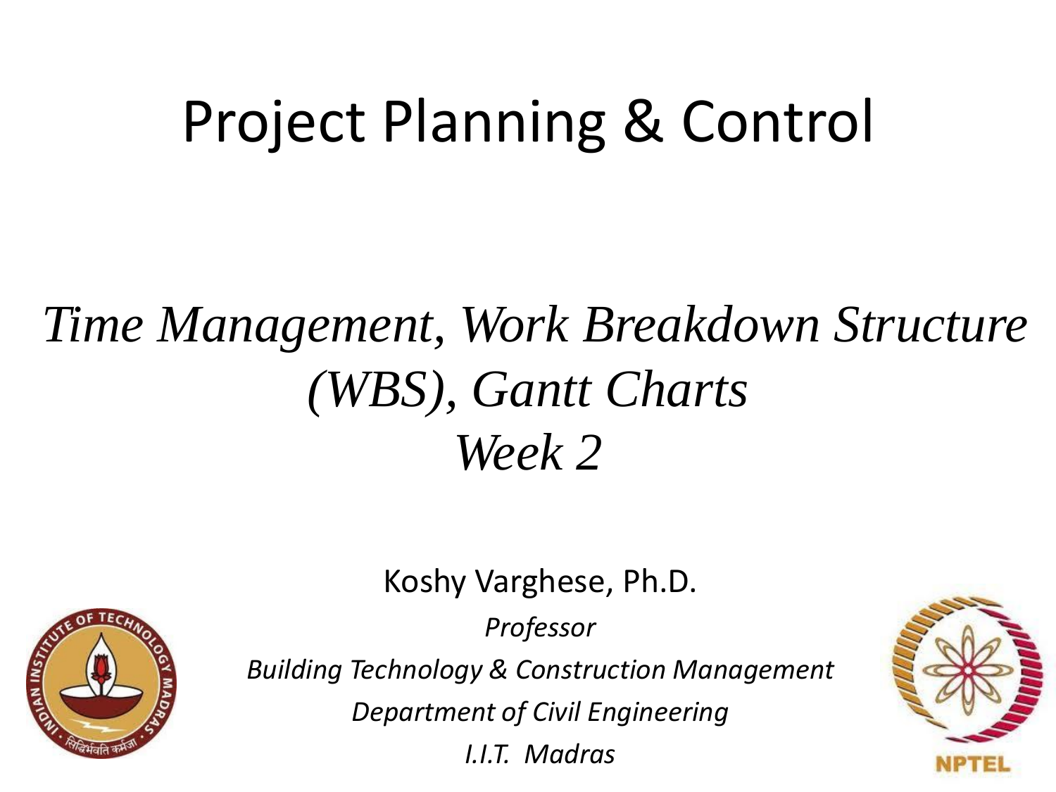# Project Planning & Control

## *Time Management, Work Breakdown Structure (WBS), Gantt Charts*
## *Week 2*

Koshy Varghese, Ph.D.

*Professor*

*Building Technology & Construction Management*

*Department of Civil Engineering*

*I.I.T. Madras*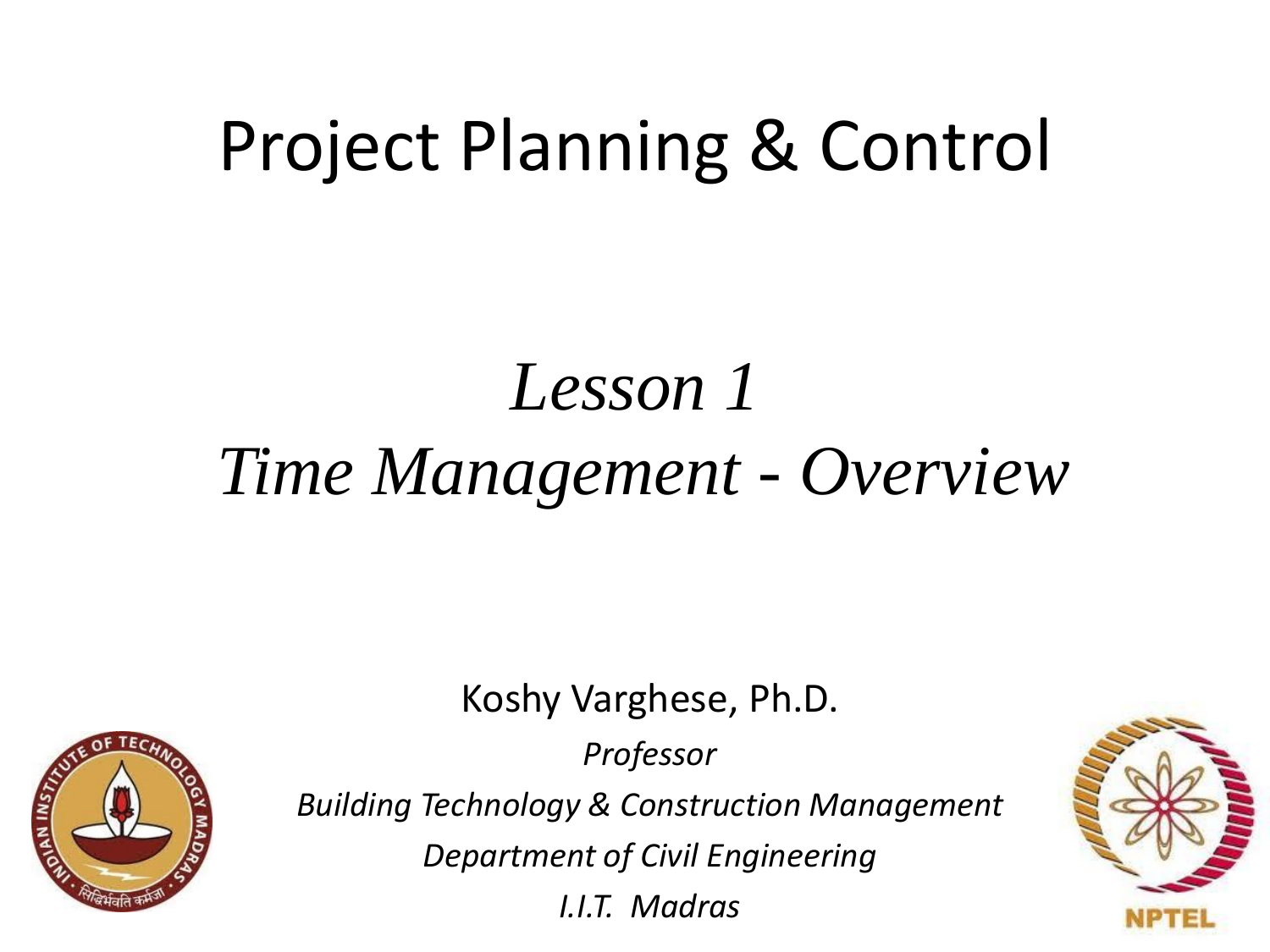# Project Planning & Control

## *Lesson 1*
## *Time Management - Overview*

Koshy Varghese, Ph.D.

*Professor*

*Building Technology & Construction Management*

*Department of Civil Engineering*

*I.I.T. Madras*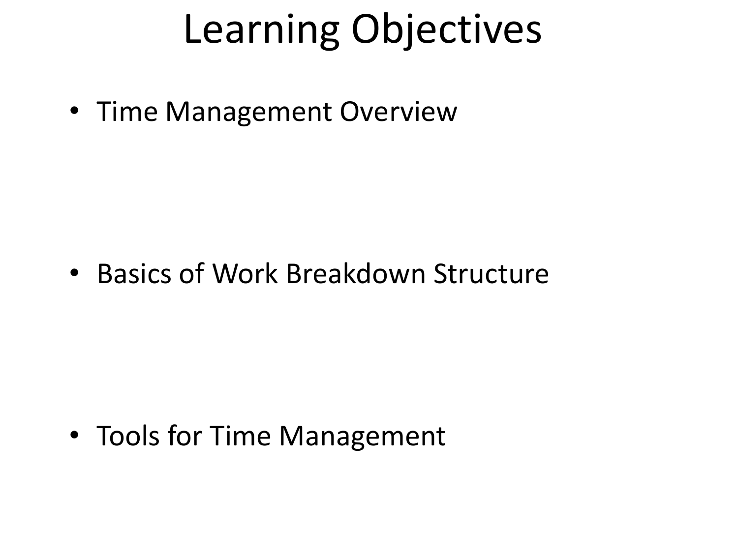# Learning Objectives

- Time Management Overview
- Basics of Work Breakdown Structure
- Tools for Time Management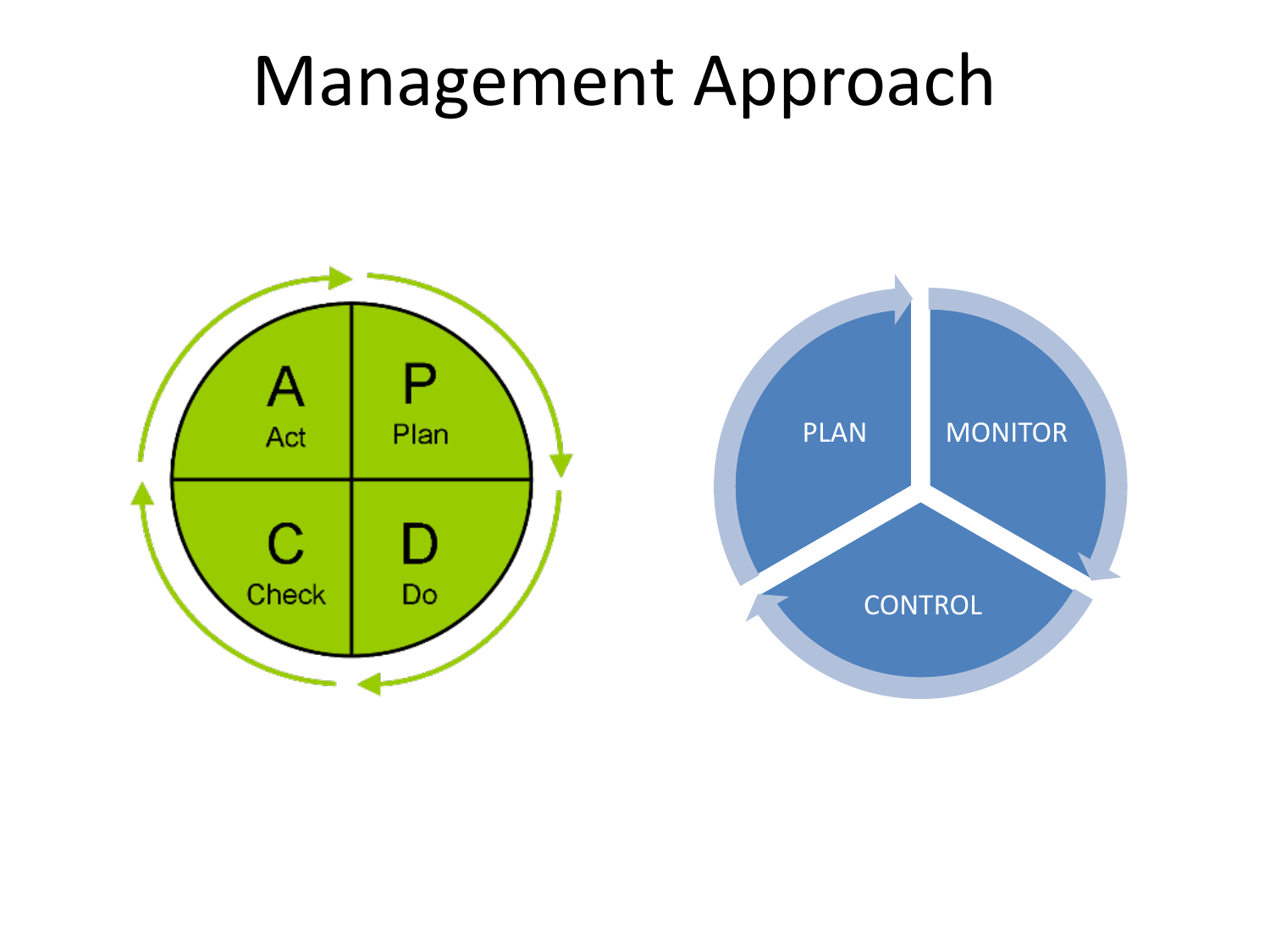# Management Approach

A
Act

P
Plan

C
Check

D
Do

PLAN

MONITOR

CONTROL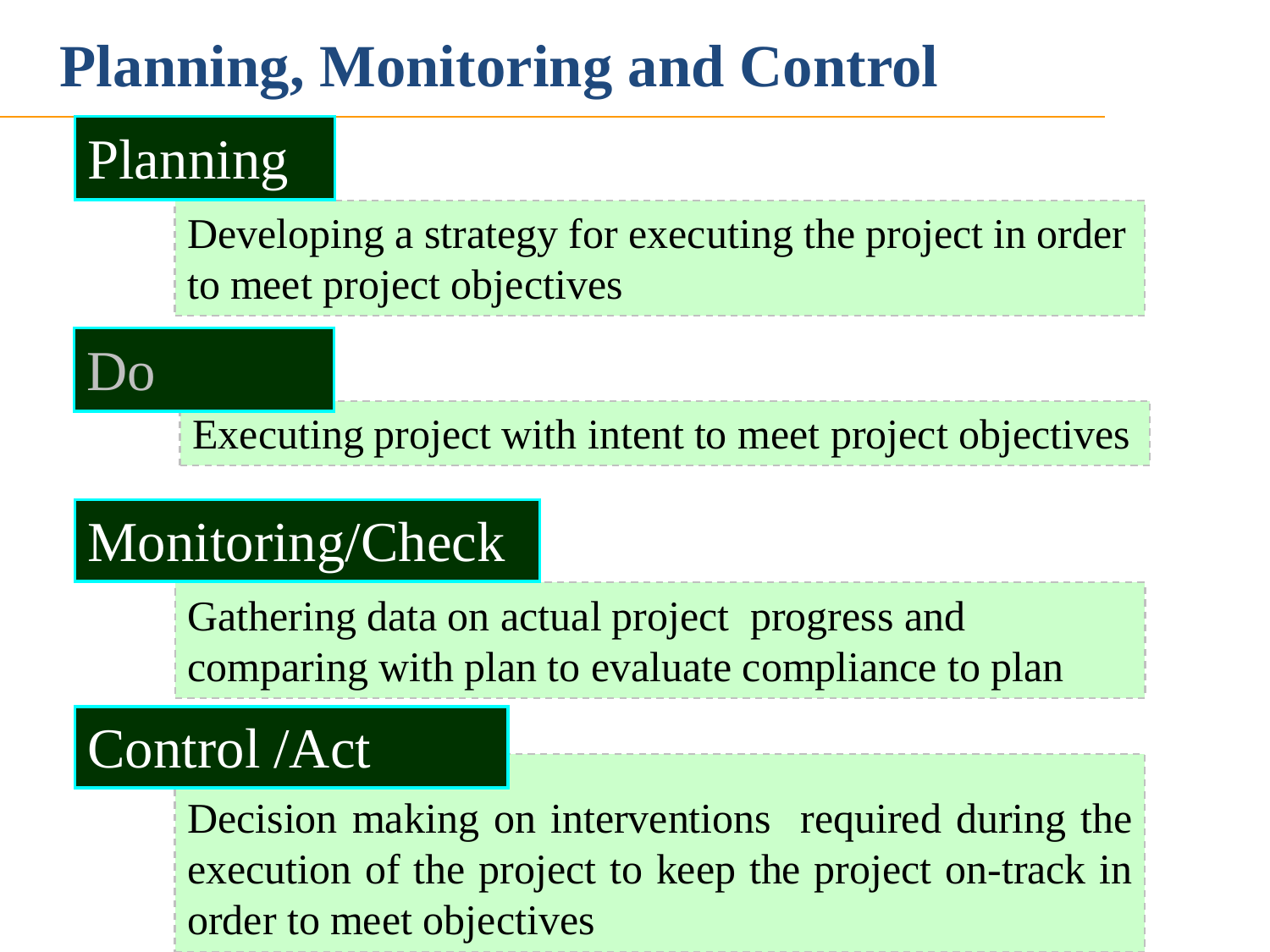# Planning, Monitoring and Control

## Planning

Developing a strategy for executing the project in order to meet project objectives

## Do

Executing project with intent to meet project objectives

## Monitoring/Check

Gathering data on actual project progress and comparing with plan to evaluate compliance to plan

## Control /Act

Decision making on interventions required during the execution of the project to keep the project on-track in order to meet objectives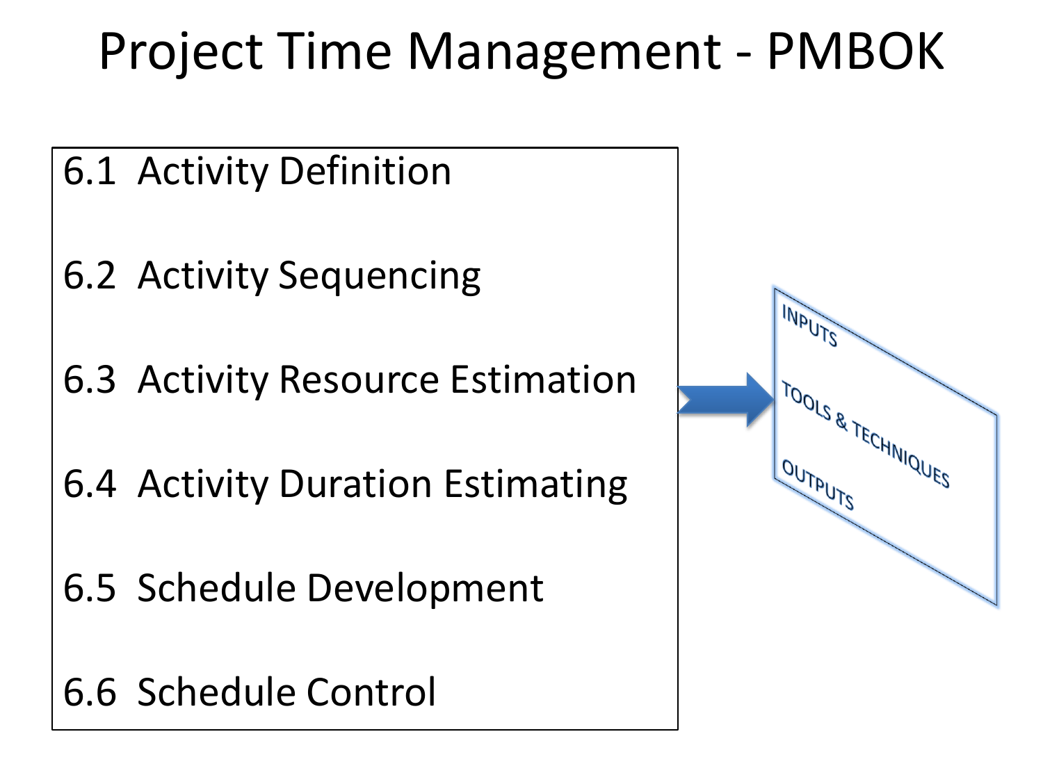# Project Time Management - PMBOK

- 6.1 Activity Definition
- 6.2 Activity Sequencing
- 6.3 Activity Resource Estimation
- 6.4 Activity Duration Estimating
- 6.5 Schedule Development
- 6.6 Schedule Control

INPUTS

TOOLS & TECHNIQUES

OUTPUTS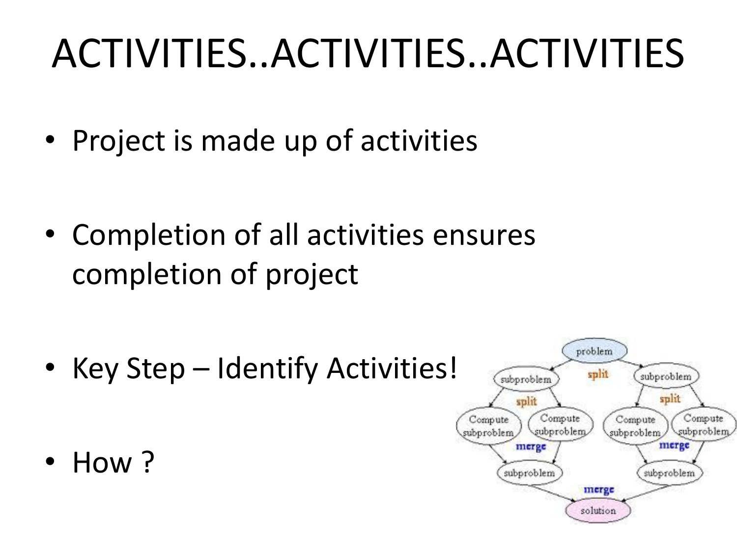# ACTIVITIES..ACTIVITIES..ACTIVITIES

- Project is made up of activities
- Completion of all activities ensures completion of project
- Key Step – Identify Activities!
- How ?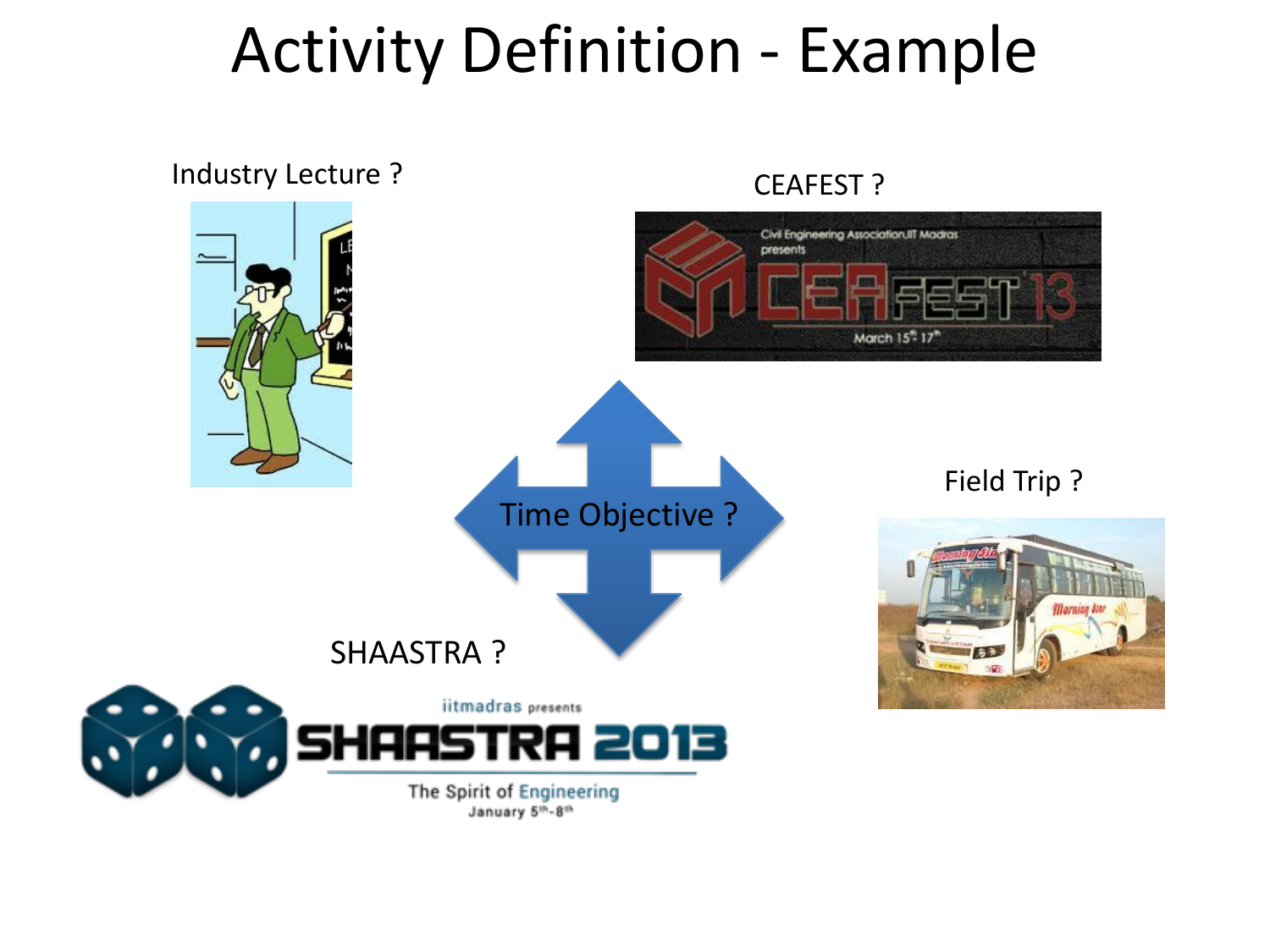# Activity Definition - Example

Industry Lecture ?

CEAFEST ?

Time Objective ?

Field Trip ?

SHAASTRA ?